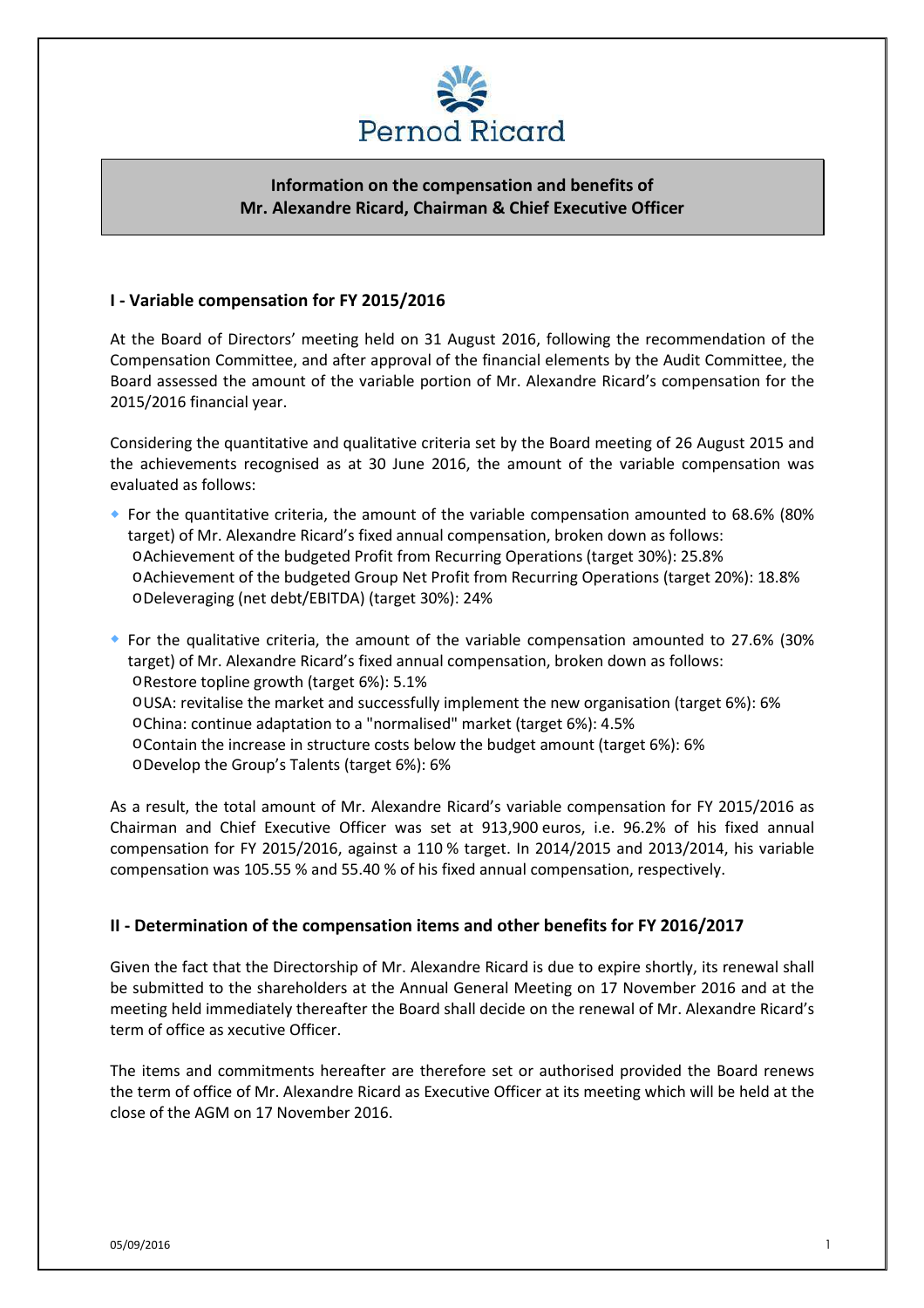Pernod Ricard

**Information on the compensation and benefits of Mr. Alexandre Ricard, Chairman & Chief Executive Officer**

## I - Variable compensation for FY 2015/2016

At the Board of Directors' meeting held on 31 August 2016, following the recommendation of the Compensation Committee, and after approval of the financial elements by the Audit Committee, the Board assessed the amount of the variable portion of Mr. Alexandre Ricard's compensation for the 2015/2016 financial year.

Considering the quantitative and qualitative criteria set by the Board meeting of 26 August 2015 and the achievements recognised as at 30 June 2016, the amount of the variable compensation was evaluated as follows:

- For the quantitative criteria, the amount of the variable compensation amounted to 68.6% (80% target) of Mr. Alexandre Ricard's fixed annual compensation, broken down as follows:
  - Achievement of the budgeted Profit from Recurring Operations (target 30%): 25.8%
  - Achievement of the budgeted Group Net Profit from Recurring Operations (target 20%): 18.8%
  - Deleveraging (net debt/EBITDA) (target 30%): 24%
- For the qualitative criteria, the amount of the variable compensation amounted to 27.6% (30% target) of Mr. Alexandre Ricard's fixed annual compensation, broken down as follows:
  - Restore topline growth (target 6%): 5.1%
  - USA: revitalise the market and successfully implement the new organisation (target 6%): 6%
  - China: continue adaptation to a "normalised" market (target 6%): 4.5%
  - Contain the increase in structure costs below the budget amount (target 6%): 6%
  - Develop the Group's Talents (target 6%): 6%

As a result, the total amount of Mr. Alexandre Ricard's variable compensation for FY 2015/2016 as Chairman and Chief Executive Officer was set at 913,900 euros, i.e. 96.2% of his fixed annual compensation for FY 2015/2016, against a 110 % target. In 2014/2015 and 2013/2014, his variable compensation was 105.55 % and 55.40 % of his fixed annual compensation, respectively.

## II - Determination of the compensation items and other benefits for FY 2016/2017

Given the fact that the Directorship of Mr. Alexandre Ricard is due to expire shortly, its renewal shall be submitted to the shareholders at the Annual General Meeting on 17 November 2016 and at the meeting held immediately thereafter the Board shall decide on the renewal of Mr. Alexandre Ricard's term of office as xecutive Officer.

The items and commitments hereafter are therefore set or authorised provided the Board renews the term of office of Mr. Alexandre Ricard as Executive Officer at its meeting which will be held at the close of the AGM on 17 November 2016.

05/09/2016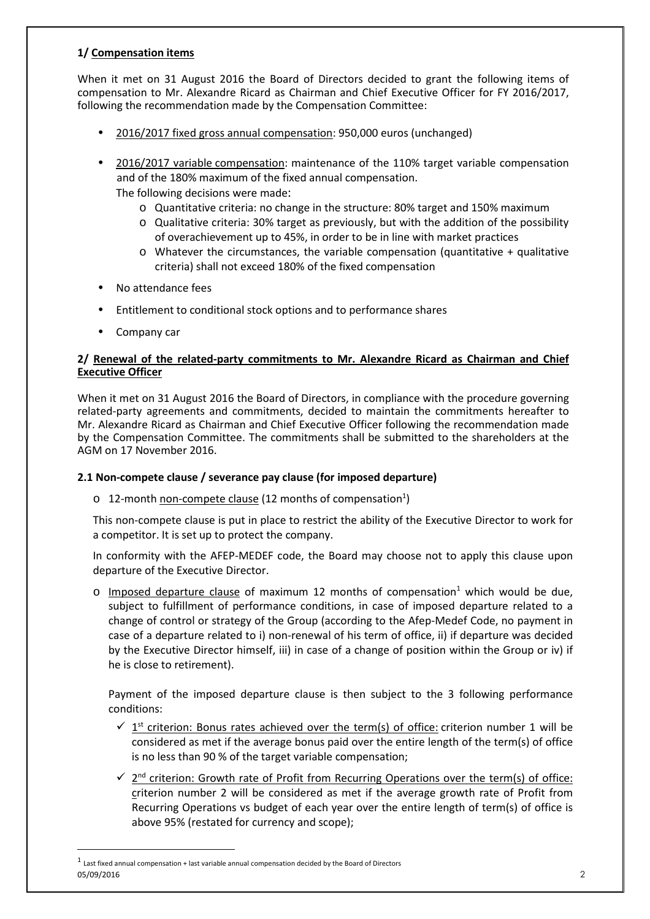**1/ Compensation items**

When it met on 31 August 2016 the Board of Directors decided to grant the following items of compensation to Mr. Alexandre Ricard as Chairman and Chief Executive Officer for FY 2016/2017, following the recommendation made by the Compensation Committee:

- 2016/2017 fixed gross annual compensation: 950,000 euros (unchanged)
- 2016/2017 variable compensation: maintenance of the 110% target variable compensation and of the 180% maximum of the fixed annual compensation.
  The following decisions were made:
  - Quantitative criteria: no change in the structure: 80% target and 150% maximum
  - Qualitative criteria: 30% target as previously, but with the addition of the possibility of overachievement up to 45%, in order to be in line with market practices
  - Whatever the circumstances, the variable compensation (quantitative + qualitative criteria) shall not exceed 180% of the fixed compensation
- No attendance fees
- Entitlement to conditional stock options and to performance shares
- Company car

**2/ Renewal of the related-party commitments to Mr. Alexandre Ricard as Chairman and Chief Executive Officer**

When it met on 31 August 2016 the Board of Directors, in compliance with the procedure governing related-party agreements and commitments, decided to maintain the commitments hereafter to Mr. Alexandre Ricard as Chairman and Chief Executive Officer following the recommendation made by the Compensation Committee. The commitments shall be submitted to the shareholders at the AGM on 17 November 2016.

**2.1 Non-compete clause / severance pay clause (for imposed departure)**

- 12-month non-compete clause (12 months of compensation[1])

  This non-compete clause is put in place to restrict the ability of the Executive Director to work for a competitor. It is set up to protect the company.

  In conformity with the AFEP-MEDEF code, the Board may choose not to apply this clause upon departure of the Executive Director.

- Imposed departure clause of maximum 12 months of compensation[1] which would be due, subject to fulfillment of performance conditions, in case of imposed departure related to a change of control or strategy of the Group (according to the Afep-Medef Code, no payment in case of a departure related to i) non-renewal of his term of office, ii) if departure was decided by the Executive Director himself, iii) in case of a change of position within the Group or iv) if he is close to retirement).

  Payment of the imposed departure clause is then subject to the 3 following performance conditions:

  - ✓ 1st criterion: Bonus rates achieved over the term(s) of office: criterion number 1 will be considered as met if the average bonus paid over the entire length of the term(s) of office is no less than 90 % of the target variable compensation;
  - ✓ 2nd criterion: Growth rate of Profit from Recurring Operations over the term(s) of office: criterion number 2 will be considered as met if the average growth rate of Profit from Recurring Operations vs budget of each year over the entire length of term(s) of office is above 95% (restated for currency and scope);

[1] Last fixed annual compensation + last variable annual compensation decided by the Board of Directors

05/09/2016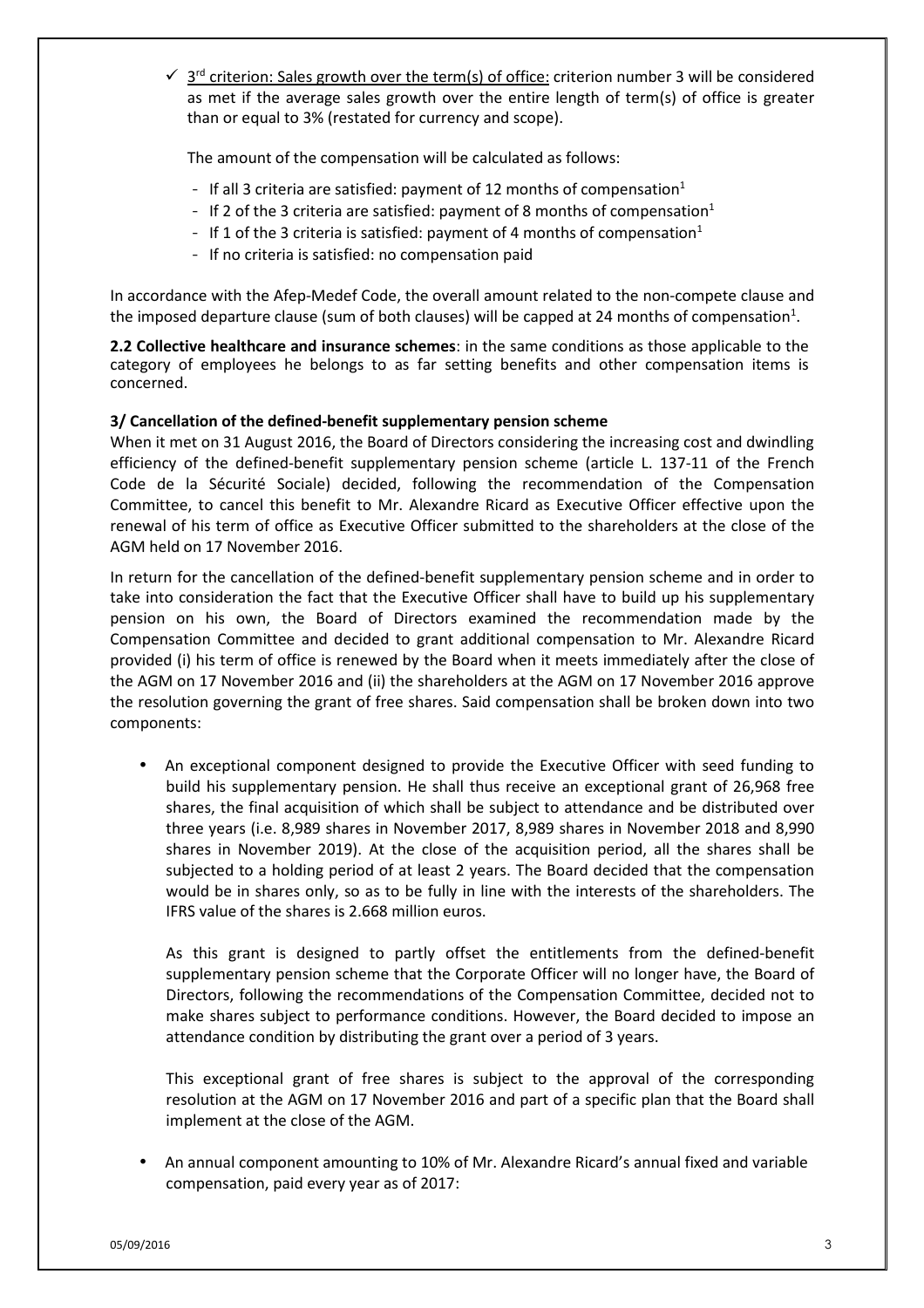- ✓ 3rd criterion: Sales growth over the term(s) of office: criterion number 3 will be considered as met if the average sales growth over the entire length of term(s) of office is greater than or equal to 3% (restated for currency and scope).

  The amount of the compensation will be calculated as follows:

  - If all 3 criteria are satisfied: payment of 12 months of compensation[1]
  - If 2 of the 3 criteria are satisfied: payment of 8 months of compensation[1]
  - If 1 of the 3 criteria is satisfied: payment of 4 months of compensation[1]
  - If no criteria is satisfied: no compensation paid

In accordance with the Afep-Medef Code, the overall amount related to the non-compete clause and the imposed departure clause (sum of both clauses) will be capped at 24 months of compensation[1].

**2.2 Collective healthcare and insurance schemes**: in the same conditions as those applicable to the category of employees he belongs to as far setting benefits and other compensation items is concerned.

**3/ Cancellation of the defined-benefit supplementary pension scheme**

When it met on 31 August 2016, the Board of Directors considering the increasing cost and dwindling efficiency of the defined-benefit supplementary pension scheme (article L. 137-11 of the French Code de la Sécurité Sociale) decided, following the recommendation of the Compensation Committee, to cancel this benefit to Mr. Alexandre Ricard as Executive Officer effective upon the renewal of his term of office as Executive Officer submitted to the shareholders at the close of the AGM held on 17 November 2016.

In return for the cancellation of the defined-benefit supplementary pension scheme and in order to take into consideration the fact that the Executive Officer shall have to build up his supplementary pension on his own, the Board of Directors examined the recommendation made by the Compensation Committee and decided to grant additional compensation to Mr. Alexandre Ricard provided (i) his term of office is renewed by the Board when it meets immediately after the close of the AGM on 17 November 2016 and (ii) the shareholders at the AGM on 17 November 2016 approve the resolution governing the grant of free shares. Said compensation shall be broken down into two components:

- An exceptional component designed to provide the Executive Officer with seed funding to build his supplementary pension. He shall thus receive an exceptional grant of 26,968 free shares, the final acquisition of which shall be subject to attendance and be distributed over three years (i.e. 8,989 shares in November 2017, 8,989 shares in November 2018 and 8,990 shares in November 2019). At the close of the acquisition period, all the shares shall be subjected to a holding period of at least 2 years. The Board decided that the compensation would be in shares only, so as to be fully in line with the interests of the shareholders. The IFRS value of the shares is 2.668 million euros.

  As this grant is designed to partly offset the entitlements from the defined-benefit supplementary pension scheme that the Corporate Officer will no longer have, the Board of Directors, following the recommendations of the Compensation Committee, decided not to make shares subject to performance conditions. However, the Board decided to impose an attendance condition by distributing the grant over a period of 3 years.

  This exceptional grant of free shares is subject to the approval of the corresponding resolution at the AGM on 17 November 2016 and part of a specific plan that the Board shall implement at the close of the AGM.

- An annual component amounting to 10% of Mr. Alexandre Ricard's annual fixed and variable compensation, paid every year as of 2017: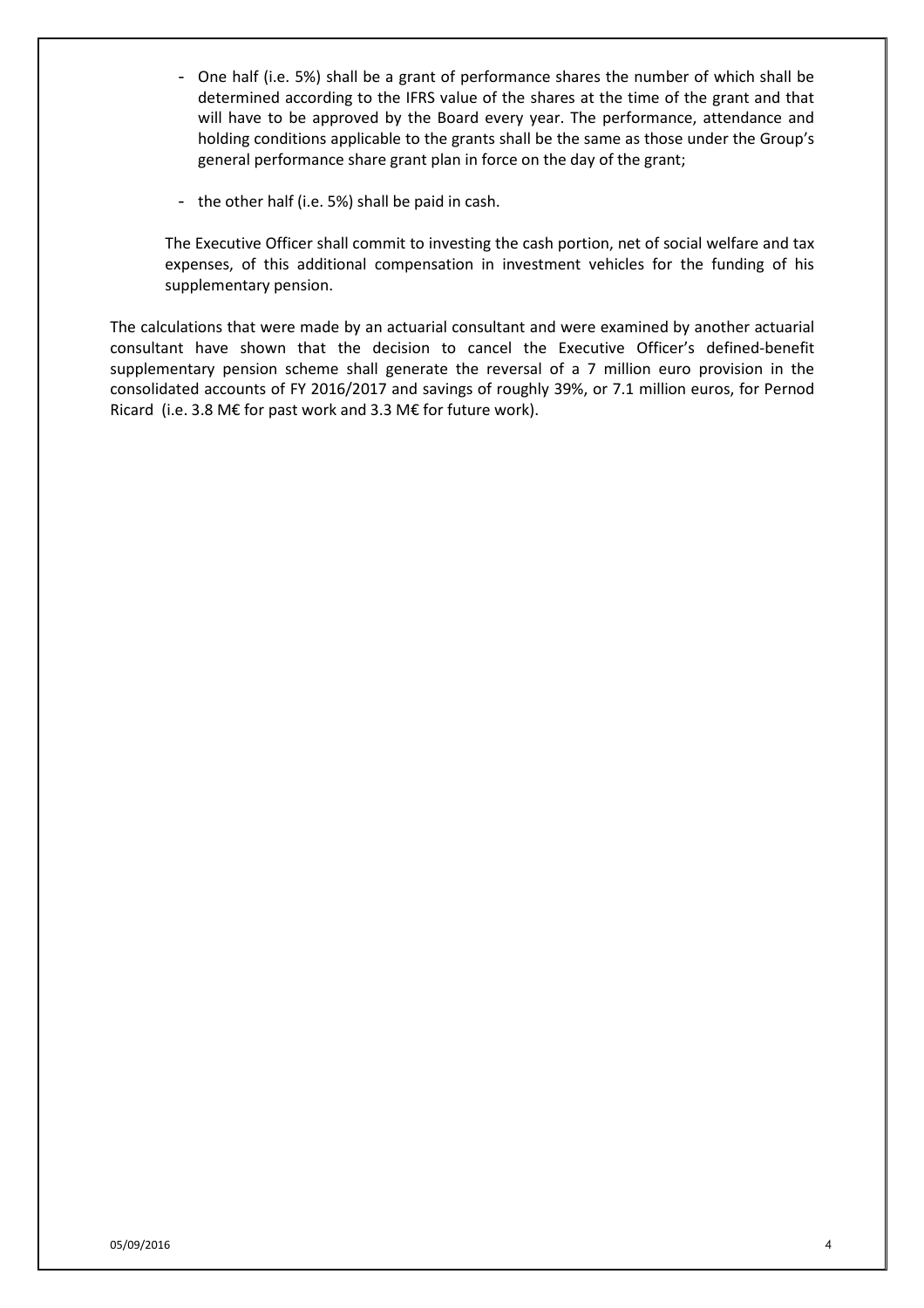- One half (i.e. 5%) shall be a grant of performance shares the number of which shall be determined according to the IFRS value of the shares at the time of the grant and that will have to be approved by the Board every year. The performance, attendance and holding conditions applicable to the grants shall be the same as those under the Group's general performance share grant plan in force on the day of the grant;

- the other half (i.e. 5%) shall be paid in cash.

The Executive Officer shall commit to investing the cash portion, net of social welfare and tax expenses, of this additional compensation in investment vehicles for the funding of his supplementary pension.

The calculations that were made by an actuarial consultant and were examined by another actuarial consultant have shown that the decision to cancel the Executive Officer's defined-benefit supplementary pension scheme shall generate the reversal of a 7 million euro provision in the consolidated accounts of FY 2016/2017 and savings of roughly 39%, or 7.1 million euros, for Pernod Ricard (i.e. 3.8 M€ for past work and 3.3 M€ for future work).

05/09/2016